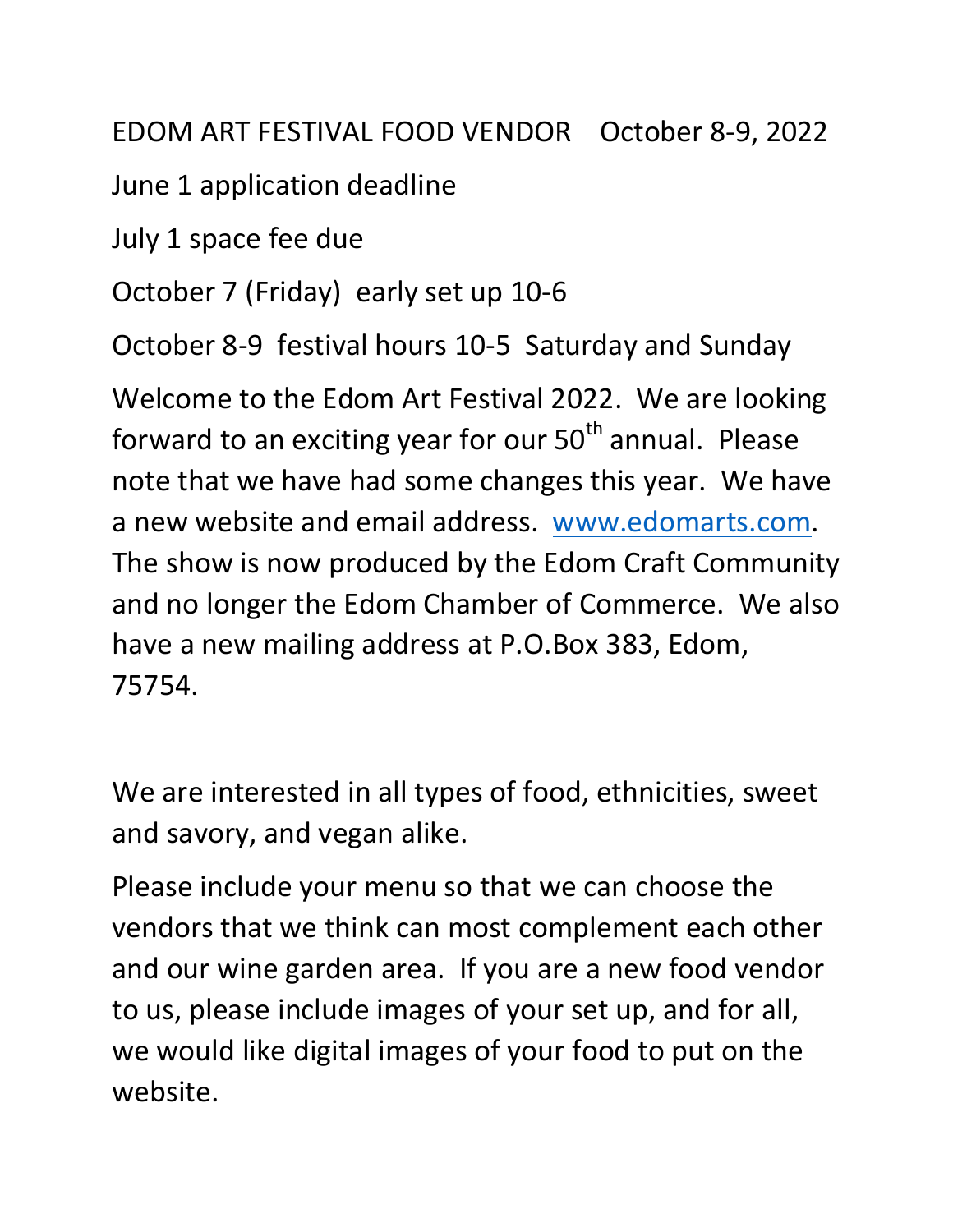# EDOM ART FESTIVAL FOOD VENDOR October 8-9, 2022

June 1 application deadline

July 1 space fee due

October 7 (Friday) early set up 10-6

October 8-9 festival hours 10-5 Saturday and Sunday

Welcome to the Edom Art Festival 2022. We are looking forward to an exciting year for our 50th annual. Please note that we have had some changes this year. We have a new website and email address. www.edomarts.com. The show is now produced by the Edom Craft Community and no longer the Edom Chamber of Commerce. We also have a new mailing address at P.O.Box 383, Edom, 75754.

We are interested in all types of food, ethnicities, sweet and savory, and vegan alike.

Please include your menu so that we can choose the vendors that we think can most complement each other and our wine garden area. If you are a new food vendor to us, please include images of your set up, and for all, we would like digital images of your food to put on the website.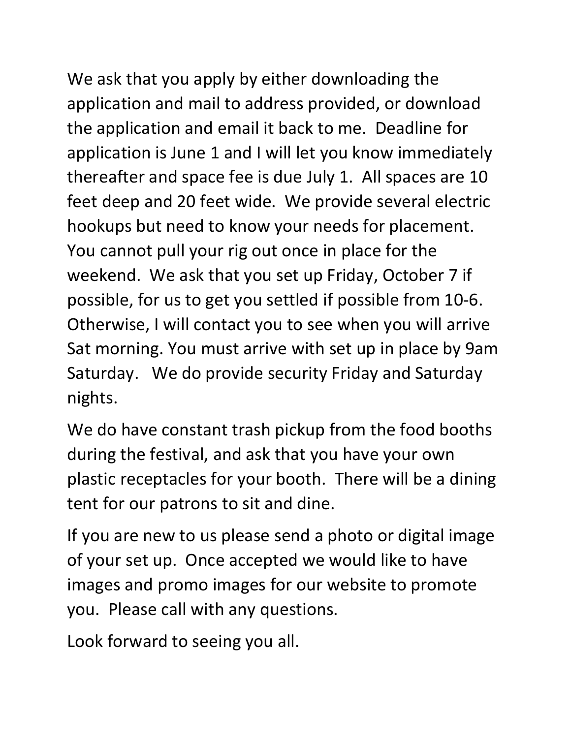We ask that you apply by either downloading the application and mail to address provided, or download the application and email it back to me. Deadline for application is June 1 and I will let you know immediately thereafter and space fee is due July 1. All spaces are 10 feet deep and 20 feet wide. We provide several electric hookups but need to know your needs for placement. You cannot pull your rig out once in place for the weekend. We ask that you set up Friday, October 7 if possible, for us to get you settled if possible from 10-6. Otherwise, I will contact you to see when you will arrive Sat morning. You must arrive with set up in place by 9am Saturday. We do provide security Friday and Saturday nights.

We do have constant trash pickup from the food booths during the festival, and ask that you have your own plastic receptacles for your booth. There will be a dining tent for our patrons to sit and dine.

If you are new to us please send a photo or digital image of your set up. Once accepted we would like to have images and promo images for our website to promote you. Please call with any questions.

Look forward to seeing you all.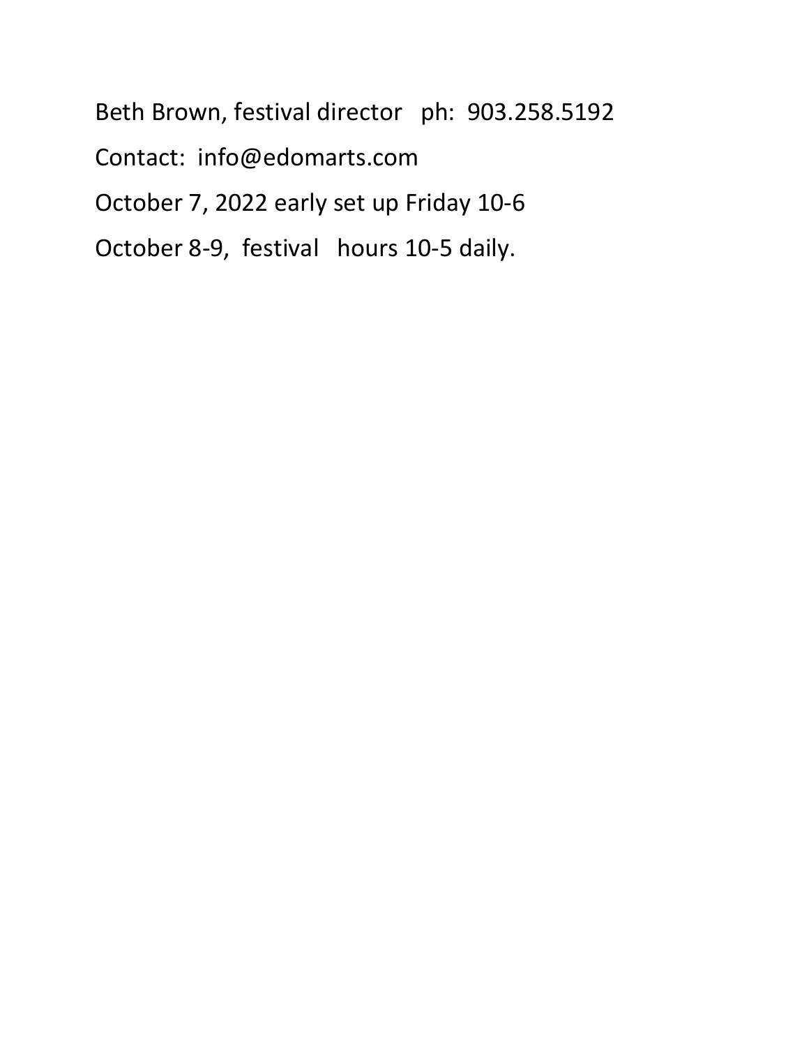Beth Brown, festival director   ph:  903.258.5192

Contact:  info@edomarts.com

October 7, 2022 early set up Friday 10-6

October 8-9,  festival   hours 10-5 daily.